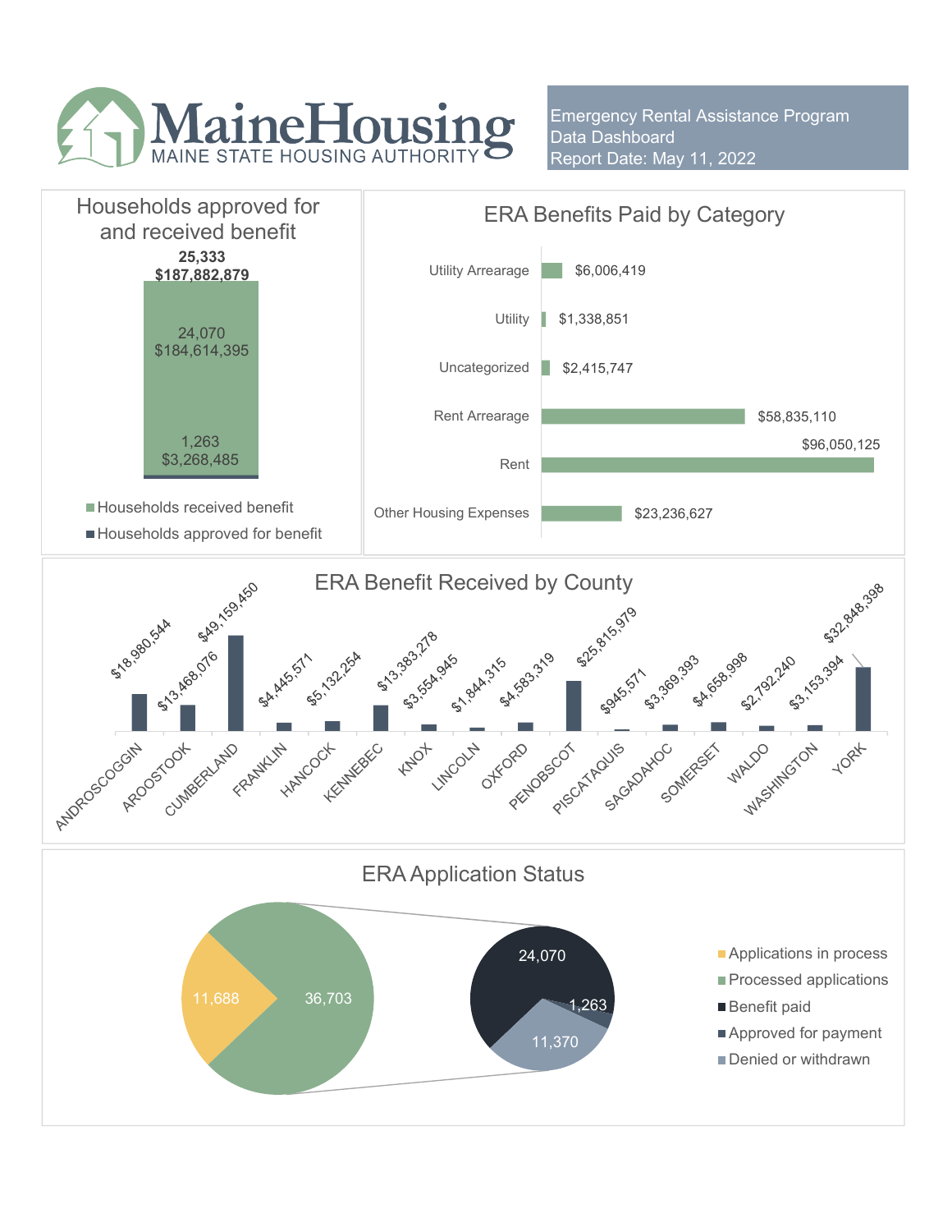# MaineHousing

MAINE STATE HOUSING AUTHORITY

Emergency Rental Assistance Program
Data Dashboard
Report Date: May 11, 2022

## Households approved for and received benefit

| | Households | Amount |
|---|---|---|
| Total | 25,333 | $187,882,879 |
| Households received benefit | 24,070 | $184,614,395 |
| Households approved for benefit | 1,263 | $3,268,485 |

## ERA Benefits Paid by Category

| Category | Amount |
|---|---|
| Utility Arrearage | $6,006,419 |
| Utility | $1,338,851 |
| Uncategorized | $2,415,747 |
| Rent Arrearage | $58,835,110 |
| Rent | $96,050,125 |
| Other Housing Expenses | $23,236,627 |

## ERA Benefit Received by County

| County | Amount |
|---|---|
| ANDROSCOGGIN | $18,980,544 |
| AROOSTOOK | $13,468,076 |
| CUMBERLAND | $49,159,450 |
| FRANKLIN | $4,445,571 |
| HANCOCK | $5,132,254 |
| KENNEBEC | $13,383,278 |
| KNOX | $3,554,945 |
| LINCOLN | $1,844,315 |
| OXFORD | $4,583,319 |
| PENOBSCOT | $25,815,979 |
| PISCATAQUIS | $945,571 |
| SAGADAHOC | $3,369,393 |
| SOMERSET | $4,658,998 |
| WALDO | $2,792,240 |
| WASHINGTON | $3,153,394 |
| YORK | $32,848,398 |

## ERA Application Status

| Status | Count |
|---|---|
| Applications in process | 11,688 |
| Processed applications | 36,703 |
| Benefit paid | 24,070 |
| Approved for payment | 1,263 |
| Denied or withdrawn | 11,370 |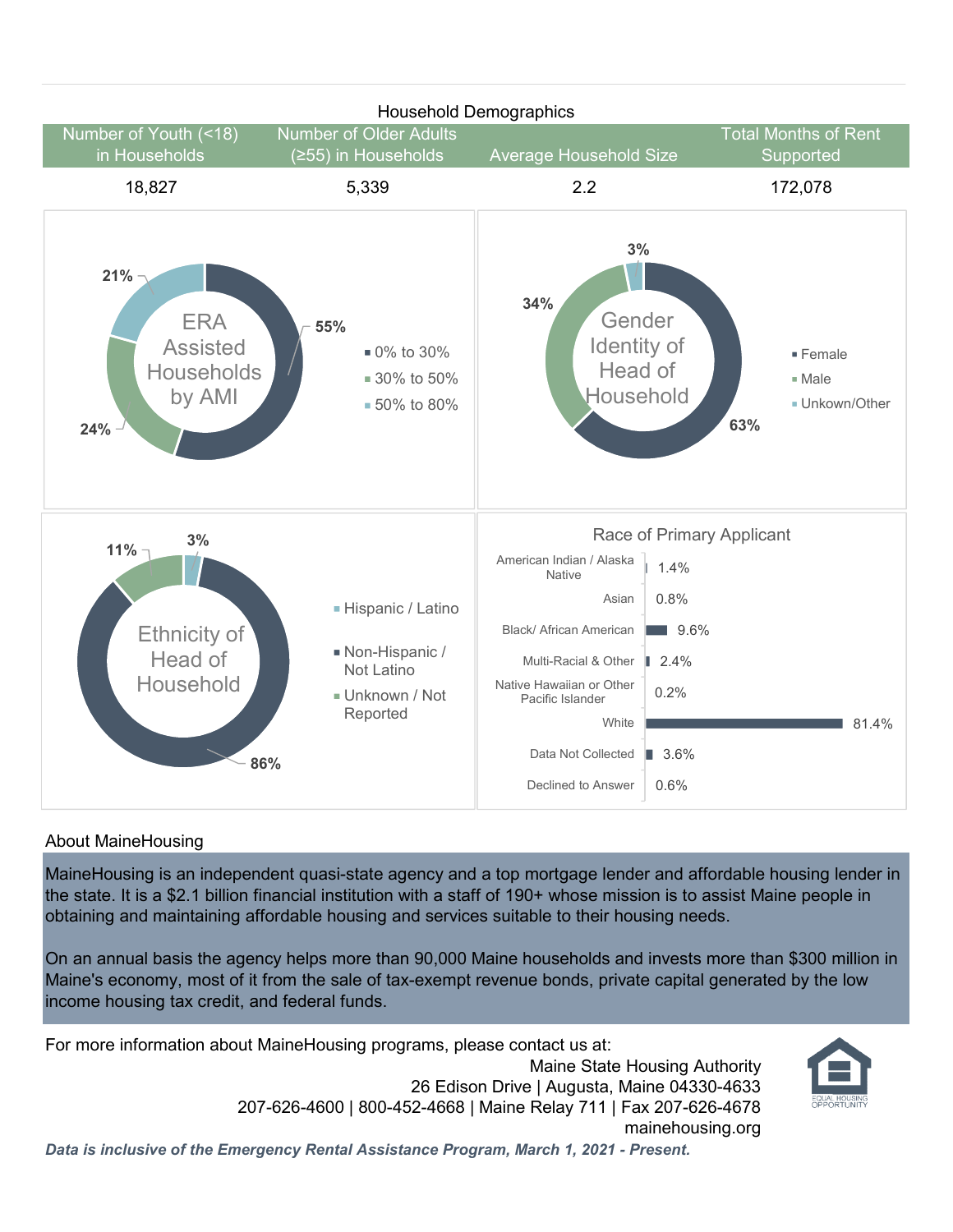## Household Demographics

| Number of Youth (<18) in Households | Number of Older Adults (≥55) in Households | Average Household Size | Total Months of Rent Supported |
|---|---|---|---|
| 18,827 | 5,339 | 2.2 | 172,078 |

ERA Assisted Households by AMI

- 0% to 30%
- 30% to 50%
- 50% to 80%

55%
24%
21%

Gender Identity of Head of Household

- Female
- Male
- Unkown/Other

63%
34%
3%

Ethnicity of Head of Household

- Hispanic / Latino
- Non-Hispanic / Not Latino
- Unknown / Not Reported

86%
11%
3%

Race of Primary Applicant

American Indian / Alaska Native 1.4%
Asian 0.8%
Black/ African American 9.6%
Multi-Racial & Other 2.4%
Native Hawaiian or Other Pacific Islander 0.2%
White 81.4%
Data Not Collected 3.6%
Declined to Answer 0.6%

## About MaineHousing

MaineHousing is an independent quasi-state agency and a top mortgage lender and affordable housing lender in the state. It is a $2.1 billion financial institution with a staff of 190+ whose mission is to assist Maine people in obtaining and maintaining affordable housing and services suitable to their housing needs.

On an annual basis the agency helps more than 90,000 Maine households and invests more than $300 million in Maine's economy, most of it from the sale of tax-exempt revenue bonds, private capital generated by the low income housing tax credit, and federal funds.

For more information about MaineHousing programs, please contact us at:

Maine State Housing Authority
26 Edison Drive | Augusta, Maine 04330-4633
207-626-4600 | 800-452-4668 | Maine Relay 711 | Fax 207-626-4678
mainehousing.org

EQUAL HOUSING OPPORTUNITY

***Data is inclusive of the Emergency Rental Assistance Program, March 1, 2021 - Present.***